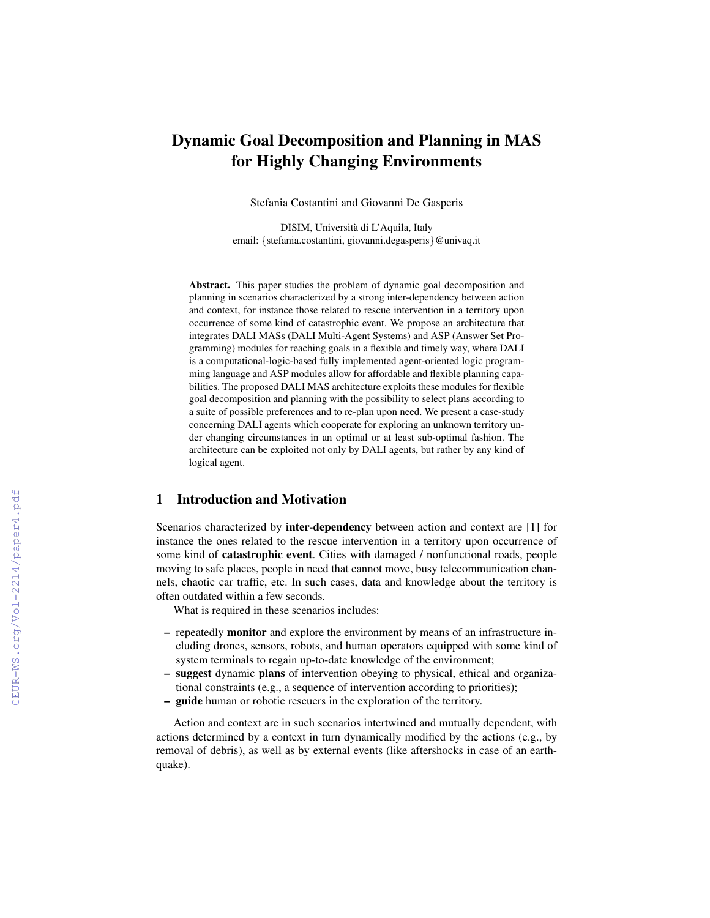# Dynamic Goal Decomposition and Planning in MAS for Highly Changing Environments

Stefania Costantini and Giovanni De Gasperis

DISIM, Università di L'Aquila, Italy
email: {stefania.costantini, giovanni.degasperis}@univaq.it

**Abstract.** This paper studies the problem of dynamic goal decomposition and planning in scenarios characterized by a strong inter-dependency between action and context, for instance those related to rescue intervention in a territory upon occurrence of some kind of catastrophic event. We propose an architecture that integrates DALI MASs (DALI Multi-Agent Systems) and ASP (Answer Set Programming) modules for reaching goals in a flexible and timely way, where DALI is a computational-logic-based fully implemented agent-oriented logic programming language and ASP modules allow for affordable and flexible planning capabilities. The proposed DALI MAS architecture exploits these modules for flexible goal decomposition and planning with the possibility to select plans according to a suite of possible preferences and to re-plan upon need. We present a case-study concerning DALI agents which cooperate for exploring an unknown territory under changing circumstances in an optimal or at least sub-optimal fashion. The architecture can be exploited not only by DALI agents, but rather by any kind of logical agent.

## 1 Introduction and Motivation

Scenarios characterized by **inter-dependency** between action and context are [1] for instance the ones related to the rescue intervention in a territory upon occurrence of some kind of **catastrophic event**. Cities with damaged / nonfunctional roads, people moving to safe places, people in need that cannot move, busy telecommunication channels, chaotic car traffic, etc. In such cases, data and knowledge about the territory is often outdated within a few seconds.

What is required in these scenarios includes:

- repeatedly **monitor** and explore the environment by means of an infrastructure including drones, sensors, robots, and human operators equipped with some kind of system terminals to regain up-to-date knowledge of the environment;
- **suggest** dynamic **plans** of intervention obeying to physical, ethical and organizational constraints (e.g., a sequence of intervention according to priorities);
- **guide** human or robotic rescuers in the exploration of the territory.

Action and context are in such scenarios intertwined and mutually dependent, with actions determined by a context in turn dynamically modified by the actions (e.g., by removal of debris), as well as by external events (like aftershocks in case of an earthquake).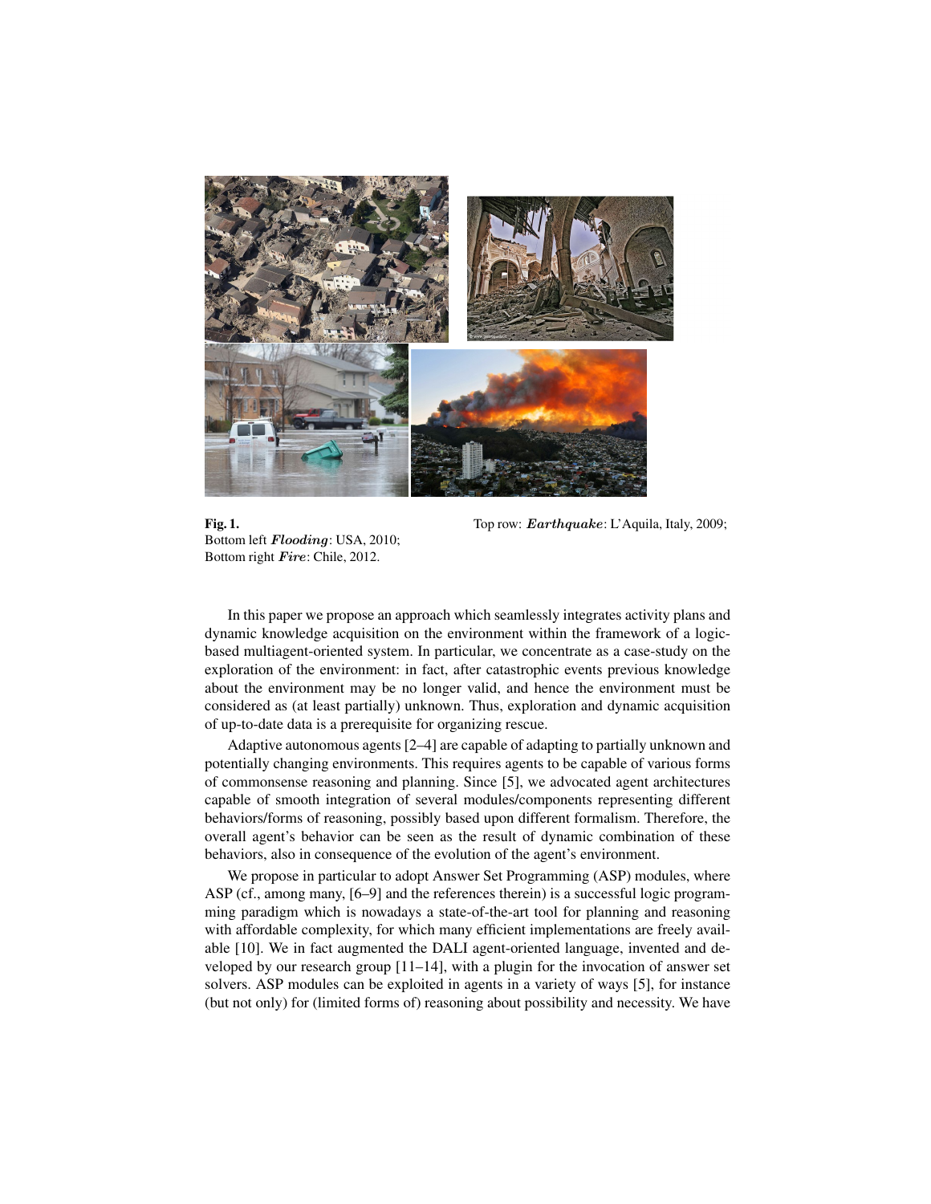**Fig. 1.** Top row: *Earthquake*: L'Aquila, Italy, 2009; Bottom left *Flooding*: USA, 2010; Bottom right *Fire*: Chile, 2012.

In this paper we propose an approach which seamlessly integrates activity plans and dynamic knowledge acquisition on the environment within the framework of a logic-based multiagent-oriented system. In particular, we concentrate as a case-study on the exploration of the environment: in fact, after catastrophic events previous knowledge about the environment may be no longer valid, and hence the environment must be considered as (at least partially) unknown. Thus, exploration and dynamic acquisition of up-to-date data is a prerequisite for organizing rescue.

Adaptive autonomous agents [2–4] are capable of adapting to partially unknown and potentially changing environments. This requires agents to be capable of various forms of commonsense reasoning and planning. Since [5], we advocated agent architectures capable of smooth integration of several modules/components representing different behaviors/forms of reasoning, possibly based upon different formalism. Therefore, the overall agent's behavior can be seen as the result of dynamic combination of these behaviors, also in consequence of the evolution of the agent's environment.

We propose in particular to adopt Answer Set Programming (ASP) modules, where ASP (cf., among many, [6–9] and the references therein) is a successful logic programming paradigm which is nowadays a state-of-the-art tool for planning and reasoning with affordable complexity, for which many efficient implementations are freely available [10]. We in fact augmented the DALI agent-oriented language, invented and developed by our research group [11–14], with a plugin for the invocation of answer set solvers. ASP modules can be exploited in agents in a variety of ways [5], for instance (but not only) for (limited forms of) reasoning about possibility and necessity. We have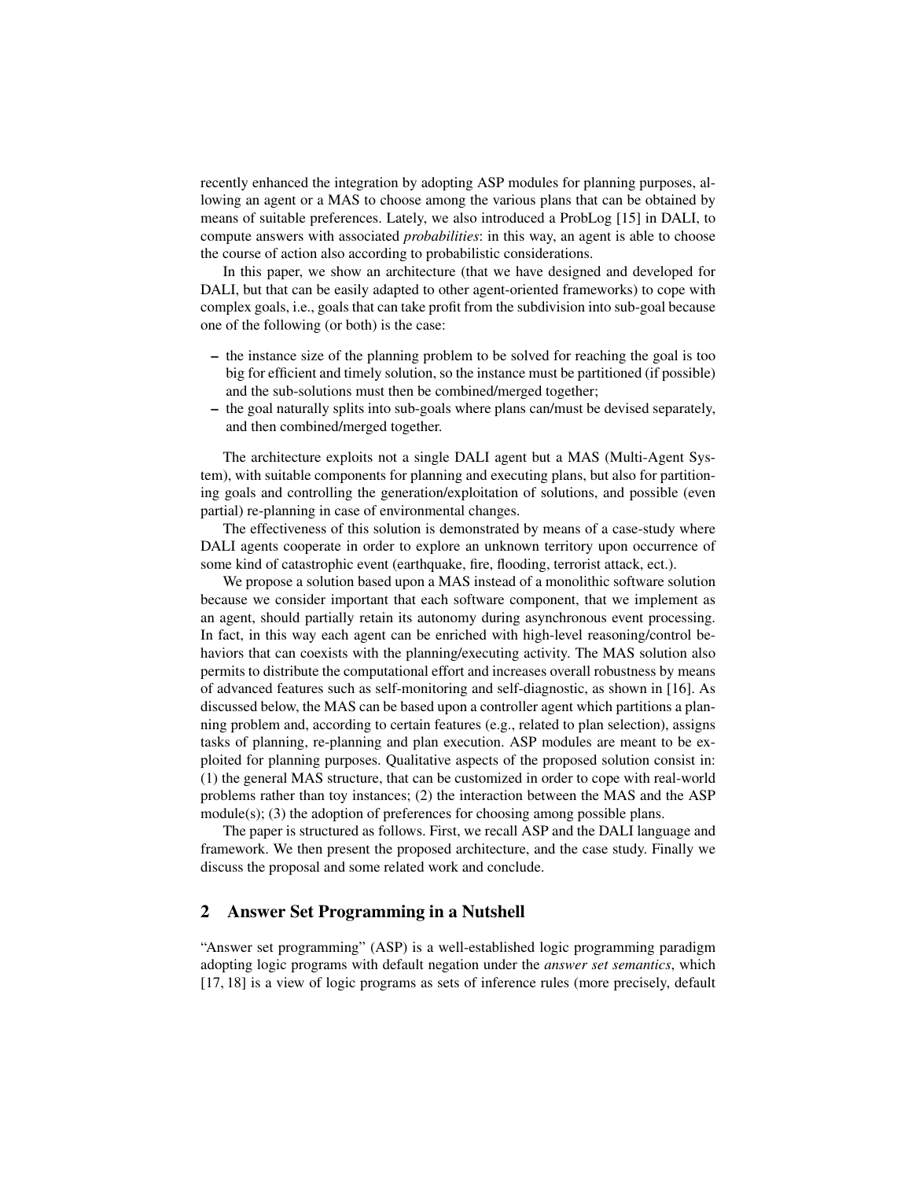recently enhanced the integration by adopting ASP modules for planning purposes, allowing an agent or a MAS to choose among the various plans that can be obtained by means of suitable preferences. Lately, we also introduced a ProbLog [15] in DALI, to compute answers with associated *probabilities*: in this way, an agent is able to choose the course of action also according to probabilistic considerations.

In this paper, we show an architecture (that we have designed and developed for DALI, but that can be easily adapted to other agent-oriented frameworks) to cope with complex goals, i.e., goals that can take profit from the subdivision into sub-goal because one of the following (or both) is the case:

- the instance size of the planning problem to be solved for reaching the goal is too big for efficient and timely solution, so the instance must be partitioned (if possible) and the sub-solutions must then be combined/merged together;
- the goal naturally splits into sub-goals where plans can/must be devised separately, and then combined/merged together.

The architecture exploits not a single DALI agent but a MAS (Multi-Agent System), with suitable components for planning and executing plans, but also for partitioning goals and controlling the generation/exploitation of solutions, and possible (even partial) re-planning in case of environmental changes.

The effectiveness of this solution is demonstrated by means of a case-study where DALI agents cooperate in order to explore an unknown territory upon occurrence of some kind of catastrophic event (earthquake, fire, flooding, terrorist attack, ect.).

We propose a solution based upon a MAS instead of a monolithic software solution because we consider important that each software component, that we implement as an agent, should partially retain its autonomy during asynchronous event processing. In fact, in this way each agent can be enriched with high-level reasoning/control behaviors that can coexists with the planning/executing activity. The MAS solution also permits to distribute the computational effort and increases overall robustness by means of advanced features such as self-monitoring and self-diagnostic, as shown in [16]. As discussed below, the MAS can be based upon a controller agent which partitions a planning problem and, according to certain features (e.g., related to plan selection), assigns tasks of planning, re-planning and plan execution. ASP modules are meant to be exploited for planning purposes. Qualitative aspects of the proposed solution consist in: (1) the general MAS structure, that can be customized in order to cope with real-world problems rather than toy instances; (2) the interaction between the MAS and the ASP module(s); (3) the adoption of preferences for choosing among possible plans.

The paper is structured as follows. First, we recall ASP and the DALI language and framework. We then present the proposed architecture, and the case study. Finally we discuss the proposal and some related work and conclude.

## 2 Answer Set Programming in a Nutshell

"Answer set programming" (ASP) is a well-established logic programming paradigm adopting logic programs with default negation under the *answer set semantics*, which [17, 18] is a view of logic programs as sets of inference rules (more precisely, default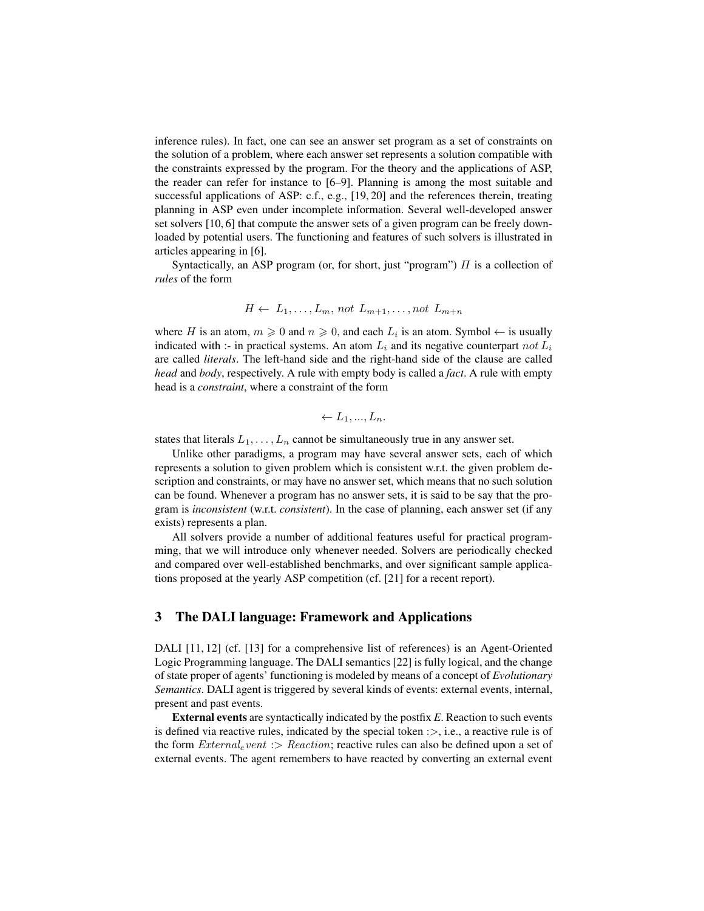inference rules). In fact, one can see an answer set program as a set of constraints on the solution of a problem, where each answer set represents a solution compatible with the constraints expressed by the program. For the theory and the applications of ASP, the reader can refer for instance to [6–9]. Planning is among the most suitable and successful applications of ASP: c.f., e.g., [19, 20] and the references therein, treating planning in ASP even under incomplete information. Several well-developed answer set solvers [10, 6] that compute the answer sets of a given program can be freely downloaded by potential users. The functioning and features of such solvers is illustrated in articles appearing in [6].

Syntactically, an ASP program (or, for short, just "program") $\Pi$ is a collection of *rules* of the form

$$H \leftarrow \; L_1, \ldots, L_m, \, not \;\, L_{m+1}, \ldots, not \;\, L_{m+n}$$

where $H$ is an atom, $m \geqslant 0$ and $n \geqslant 0$, and each $L_i$ is an atom. Symbol $\leftarrow$ is usually indicated with :- in practical systems. An atom $L_i$ and its negative counterpart $not\; L_i$ are called *literals*. The left-hand side and the right-hand side of the clause are called *head* and *body*, respectively. A rule with empty body is called a *fact*. A rule with empty head is a *constraint*, where a constraint of the form

$$\leftarrow L_1, ..., L_n.$$

states that literals $L_1, \ldots, L_n$ cannot be simultaneously true in any answer set.

Unlike other paradigms, a program may have several answer sets, each of which represents a solution to given problem which is consistent w.r.t. the given problem description and constraints, or may have no answer set, which means that no such solution can be found. Whenever a program has no answer sets, it is said to be say that the program is *inconsistent* (w.r.t. *consistent*). In the case of planning, each answer set (if any exists) represents a plan.

All solvers provide a number of additional features useful for practical programming, that we will introduce only whenever needed. Solvers are periodically checked and compared over well-established benchmarks, and over significant sample applications proposed at the yearly ASP competition (cf. [21] for a recent report).

## 3 The DALI language: Framework and Applications

DALI [11, 12] (cf. [13] for a comprehensive list of references) is an Agent-Oriented Logic Programming language. The DALI semantics [22] is fully logical, and the change of state proper of agents' functioning is modeled by means of a concept of *Evolutionary Semantics*. DALI agent is triggered by several kinds of events: external events, internal, present and past events.

**External events** are syntactically indicated by the postfix *E*. Reaction to such events is defined via reactive rules, indicated by the special token :>, i.e., a reactive rule is of the form $External_event :> Reaction$; reactive rules can also be defined upon a set of external events. The agent remembers to have reacted by converting an external event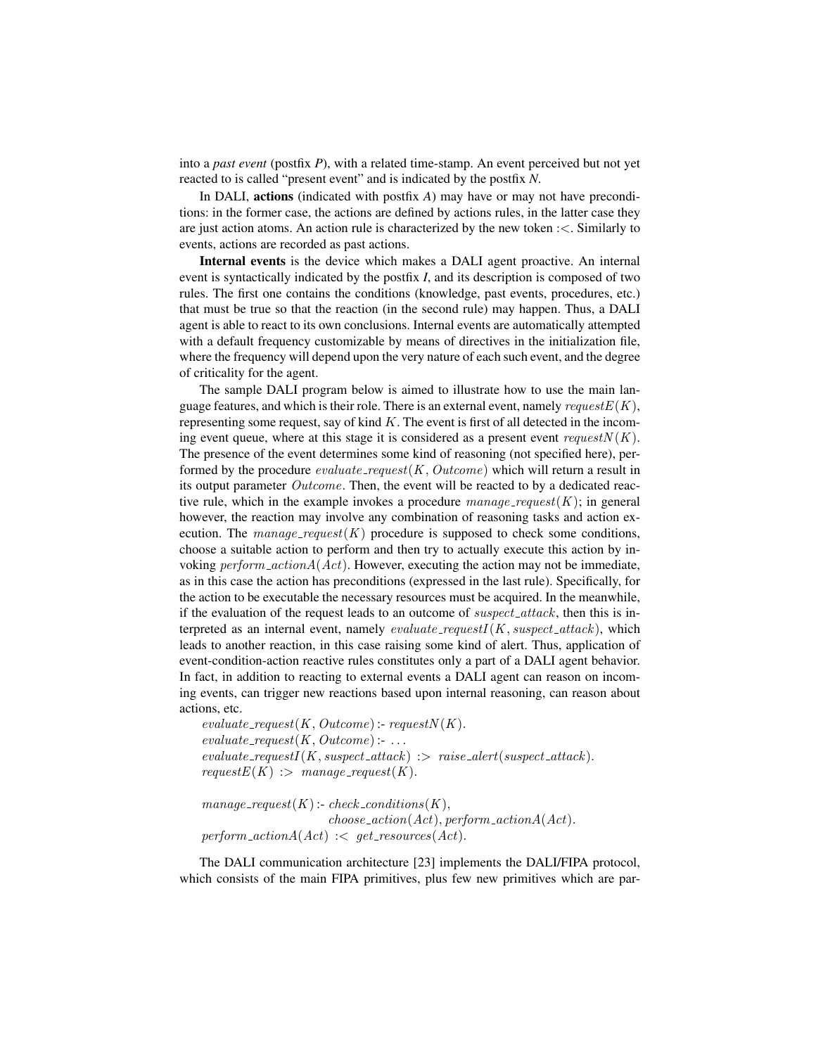into a *past event* (postfix *P*), with a related time-stamp. An event perceived but not yet reacted to is called "present event" and is indicated by the postfix *N*.

In DALI, **actions** (indicated with postfix *A*) may have or may not have preconditions: in the former case, the actions are defined by actions rules, in the latter case they are just action atoms. An action rule is characterized by the new token :<. Similarly to events, actions are recorded as past actions.

**Internal events** is the device which makes a DALI agent proactive. An internal event is syntactically indicated by the postfix *I*, and its description is composed of two rules. The first one contains the conditions (knowledge, past events, procedures, etc.) that must be true so that the reaction (in the second rule) may happen. Thus, a DALI agent is able to react to its own conclusions. Internal events are automatically attempted with a default frequency customizable by means of directives in the initialization file, where the frequency will depend upon the very nature of each such event, and the degree of criticality for the agent.

The sample DALI program below is aimed to illustrate how to use the main language features, and which is their role. There is an external event, namely $requestE(K)$, representing some request, say of kind $K$. The event is first of all detected in the incoming event queue, where at this stage it is considered as a present event $requestN(K)$. The presence of the event determines some kind of reasoning (not specified here), performed by the procedure $evaluate\_request(K, Outcome)$ which will return a result in its output parameter $Outcome$. Then, the event will be reacted to by a dedicated reactive rule, which in the example invokes a procedure $manage\_request(K)$; in general however, the reaction may involve any combination of reasoning tasks and action execution. The $manage\_request(K)$ procedure is supposed to check some conditions, choose a suitable action to perform and then try to actually execute this action by invoking $perform\_actionA(Act)$. However, executing the action may not be immediate, as in this case the action has preconditions (expressed in the last rule). Specifically, for the action to be executable the necessary resources must be acquired. In the meanwhile, if the evaluation of the request leads to an outcome of $suspect\_attack$, then this is interpreted as an internal event, namely $evaluate\_requestI(K, suspect\_attack)$, which leads to another reaction, in this case raising some kind of alert. Thus, application of event-condition-action reactive rules constitutes only a part of a DALI agent behavior. In fact, in addition to reacting to external events a DALI agent can reason on incoming events, can trigger new reactions based upon internal reasoning, can reason about actions, etc.

```
evaluate_request(K, Outcome) :- requestN(K).
evaluate_request(K, Outcome) :- ...
evaluate_requestI(K, suspect_attack) :> raise_alert(suspect_attack).
requestE(K) :> manage_request(K).

manage_request(K) :- check_conditions(K),
                     choose_action(Act), perform_actionA(Act).
perform_actionA(Act) :< get_resources(Act).
```

The DALI communication architecture [23] implements the DALI/FIPA protocol, which consists of the main FIPA primitives, plus few new primitives which are par-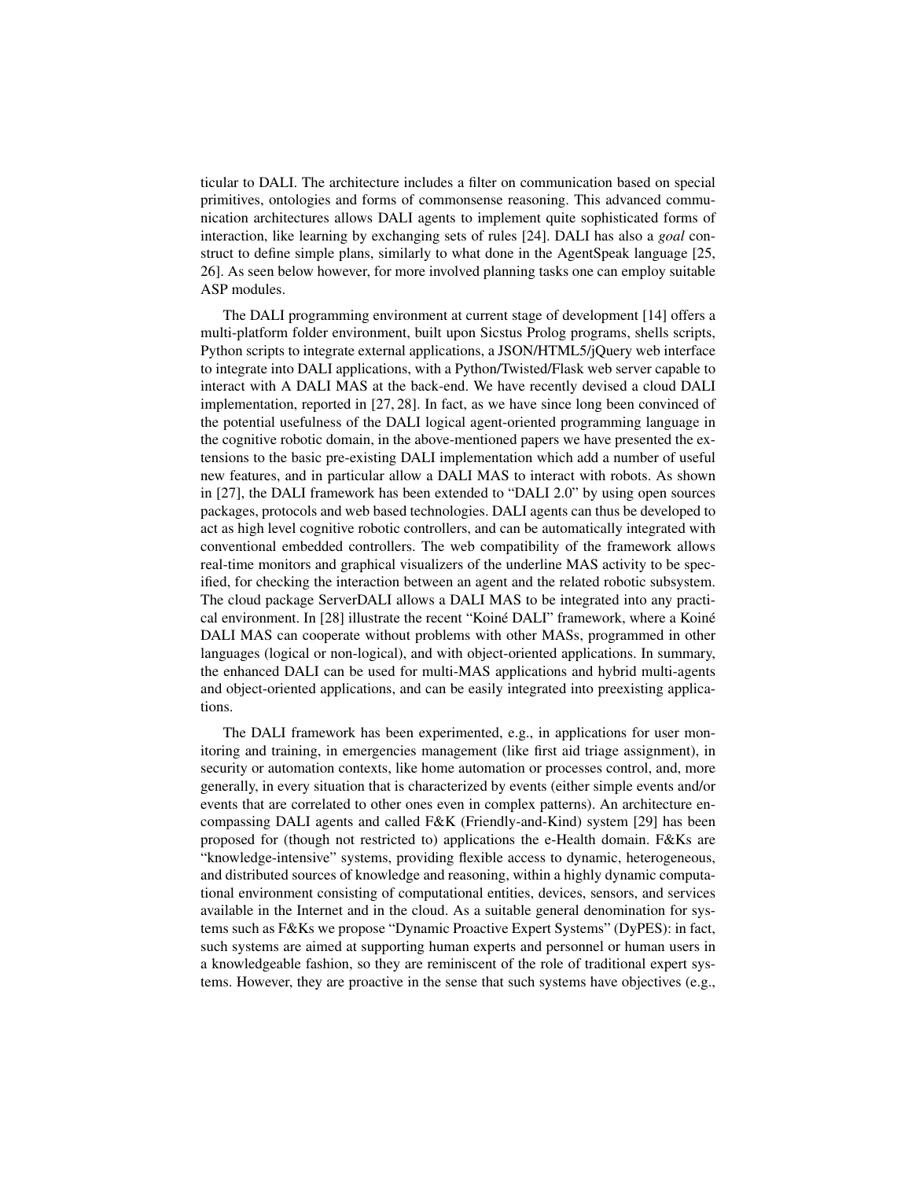ticular to DALI. The architecture includes a filter on communication based on special primitives, ontologies and forms of commonsense reasoning. This advanced communication architectures allows DALI agents to implement quite sophisticated forms of interaction, like learning by exchanging sets of rules [24]. DALI has also a *goal* construct to define simple plans, similarly to what done in the AgentSpeak language [25, 26]. As seen below however, for more involved planning tasks one can employ suitable ASP modules.

The DALI programming environment at current stage of development [14] offers a multi-platform folder environment, built upon Sicstus Prolog programs, shells scripts, Python scripts to integrate external applications, a JSON/HTML5/jQuery web interface to integrate into DALI applications, with a Python/Twisted/Flask web server capable to interact with A DALI MAS at the back-end. We have recently devised a cloud DALI implementation, reported in [27, 28]. In fact, as we have since long been convinced of the potential usefulness of the DALI logical agent-oriented programming language in the cognitive robotic domain, in the above-mentioned papers we have presented the extensions to the basic pre-existing DALI implementation which add a number of useful new features, and in particular allow a DALI MAS to interact with robots. As shown in [27], the DALI framework has been extended to "DALI 2.0" by using open sources packages, protocols and web based technologies. DALI agents can thus be developed to act as high level cognitive robotic controllers, and can be automatically integrated with conventional embedded controllers. The web compatibility of the framework allows real-time monitors and graphical visualizers of the underline MAS activity to be specified, for checking the interaction between an agent and the related robotic subsystem. The cloud package ServerDALI allows a DALI MAS to be integrated into any practical environment. In [28] illustrate the recent "Koiné DALI" framework, where a Koiné DALI MAS can cooperate without problems with other MASs, programmed in other languages (logical or non-logical), and with object-oriented applications. In summary, the enhanced DALI can be used for multi-MAS applications and hybrid multi-agents and object-oriented applications, and can be easily integrated into preexisting applications.

The DALI framework has been experimented, e.g., in applications for user monitoring and training, in emergencies management (like first aid triage assignment), in security or automation contexts, like home automation or processes control, and, more generally, in every situation that is characterized by events (either simple events and/or events that are correlated to other ones even in complex patterns). An architecture encompassing DALI agents and called F&K (Friendly-and-Kind) system [29] has been proposed for (though not restricted to) applications the e-Health domain. F&Ks are "knowledge-intensive" systems, providing flexible access to dynamic, heterogeneous, and distributed sources of knowledge and reasoning, within a highly dynamic computational environment consisting of computational entities, devices, sensors, and services available in the Internet and in the cloud. As a suitable general denomination for systems such as F&Ks we propose "Dynamic Proactive Expert Systems" (DyPES): in fact, such systems are aimed at supporting human experts and personnel or human users in a knowledgeable fashion, so they are reminiscent of the role of traditional expert systems. However, they are proactive in the sense that such systems have objectives (e.g.,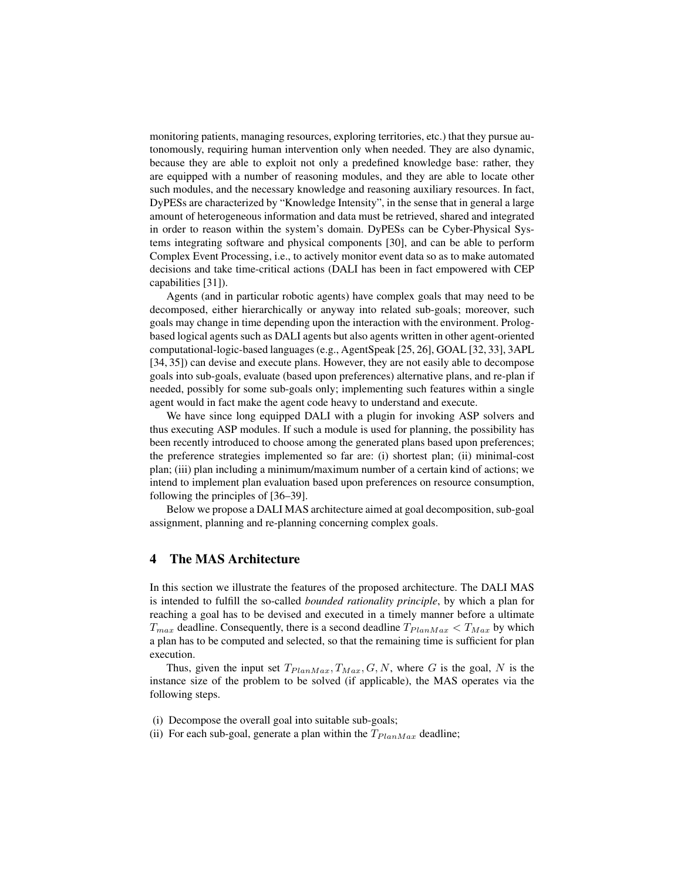monitoring patients, managing resources, exploring territories, etc.) that they pursue autonomously, requiring human intervention only when needed. They are also dynamic, because they are able to exploit not only a predefined knowledge base: rather, they are equipped with a number of reasoning modules, and they are able to locate other such modules, and the necessary knowledge and reasoning auxiliary resources. In fact, DyPESs are characterized by "Knowledge Intensity", in the sense that in general a large amount of heterogeneous information and data must be retrieved, shared and integrated in order to reason within the system's domain. DyPESs can be Cyber-Physical Systems integrating software and physical components [30], and can be able to perform Complex Event Processing, i.e., to actively monitor event data so as to make automated decisions and take time-critical actions (DALI has been in fact empowered with CEP capabilities [31]).

Agents (and in particular robotic agents) have complex goals that may need to be decomposed, either hierarchically or anyway into related sub-goals; moreover, such goals may change in time depending upon the interaction with the environment. Prolog-based logical agents such as DALI agents but also agents written in other agent-oriented computational-logic-based languages (e.g., AgentSpeak [25, 26], GOAL [32, 33], 3APL [34, 35]) can devise and execute plans. However, they are not easily able to decompose goals into sub-goals, evaluate (based upon preferences) alternative plans, and re-plan if needed, possibly for some sub-goals only; implementing such features within a single agent would in fact make the agent code heavy to understand and execute.

We have since long equipped DALI with a plugin for invoking ASP solvers and thus executing ASP modules. If such a module is used for planning, the possibility has been recently introduced to choose among the generated plans based upon preferences; the preference strategies implemented so far are: (i) shortest plan; (ii) minimal-cost plan; (iii) plan including a minimum/maximum number of a certain kind of actions; we intend to implement plan evaluation based upon preferences on resource consumption, following the principles of [36–39].

Below we propose a DALI MAS architecture aimed at goal decomposition, sub-goal assignment, planning and re-planning concerning complex goals.

## 4 The MAS Architecture

In this section we illustrate the features of the proposed architecture. The DALI MAS is intended to fulfill the so-called *bounded rationality principle*, by which a plan for reaching a goal has to be devised and executed in a timely manner before a ultimate $T_{max}$ deadline. Consequently, there is a second deadline $T_{PlanMax} < T_{Max}$ by which a plan has to be computed and selected, so that the remaining time is sufficient for plan execution.

Thus, given the input set $T_{PlanMax}, T_{Max}, G, N$, where $G$ is the goal, $N$ is the instance size of the problem to be solved (if applicable), the MAS operates via the following steps.

(i) Decompose the overall goal into suitable sub-goals;
(ii) For each sub-goal, generate a plan within the $T_{PlanMax}$ deadline;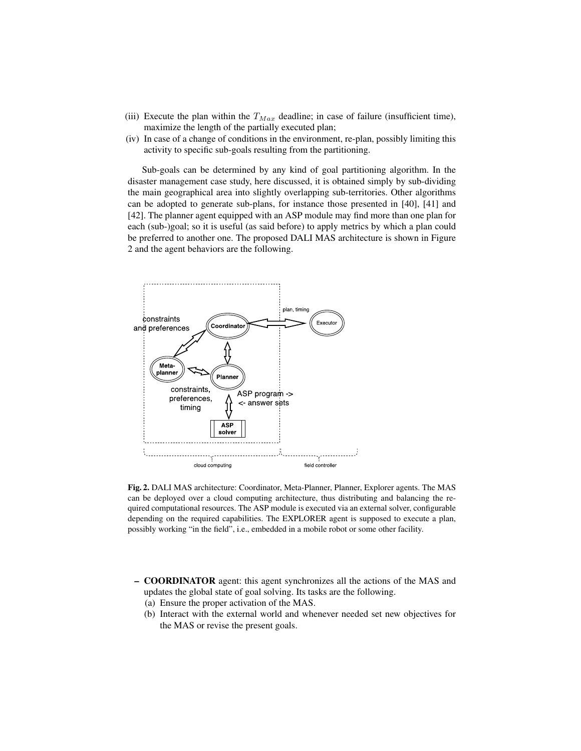(iii) Execute the plan within the $T_{Max}$ deadline; in case of failure (insufficient time), maximize the length of the partially executed plan;

(iv) In case of a change of conditions in the environment, re-plan, possibly limiting this activity to specific sub-goals resulting from the partitioning.

Sub-goals can be determined by any kind of goal partitioning algorithm. In the disaster management case study, here discussed, it is obtained simply by sub-dividing the main geographical area into slightly overlapping sub-territories. Other algorithms can be adopted to generate sub-plans, for instance those presented in [40], [41] and [42]. The planner agent equipped with an ASP module may find more than one plan for each (sub-)goal; so it is useful (as said before) to apply metrics by which a plan could be preferred to another one. The proposed DALI MAS architecture is shown in Figure 2 and the agent behaviors are the following.

**Fig. 2.** DALI MAS architecture: Coordinator, Meta-Planner, Planner, Explorer agents. The MAS can be deployed over a cloud computing architecture, thus distributing and balancing the required computational resources. The ASP module is executed via an external solver, configurable depending on the required capabilities. The EXPLORER agent is supposed to execute a plan, possibly working "in the field", i.e., embedded in a mobile robot or some other facility.

- **COORDINATOR** agent: this agent synchronizes all the actions of the MAS and updates the global state of goal solving. Its tasks are the following.
  - (a) Ensure the proper activation of the MAS.
  - (b) Interact with the external world and whenever needed set new objectives for the MAS or revise the present goals.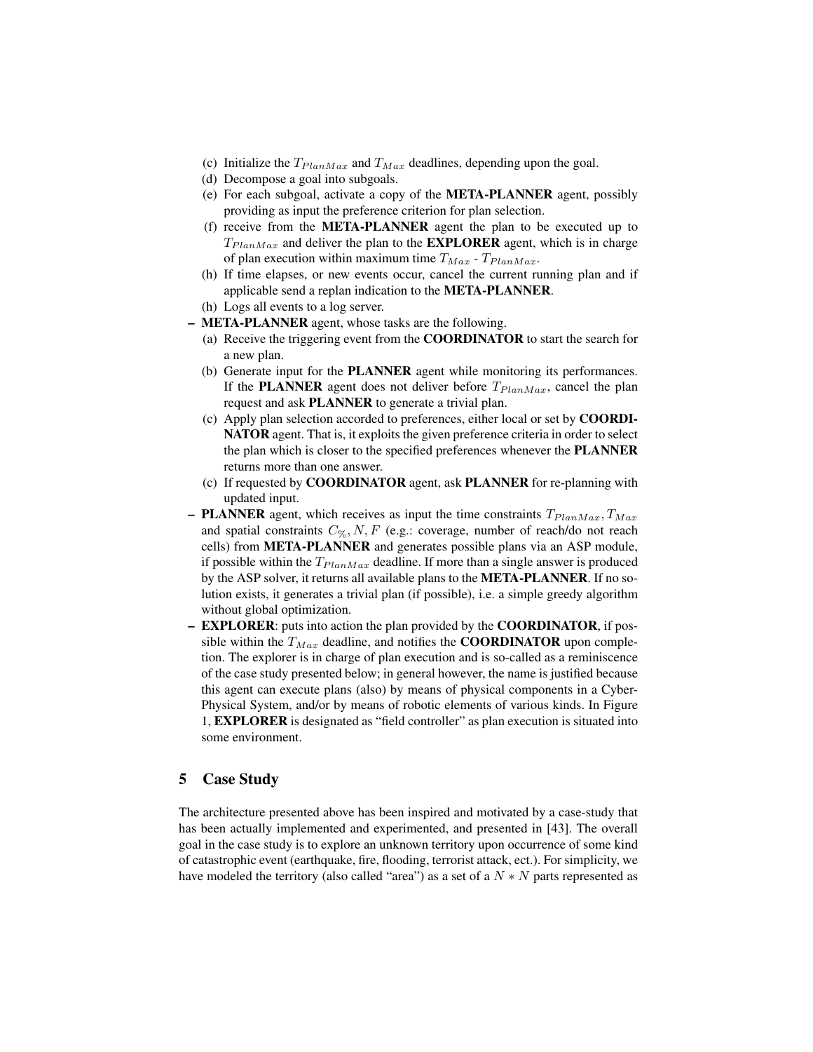(c) Initialize the $T_{PlanMax}$ and $T_{Max}$ deadlines, depending upon the goal.
(d) Decompose a goal into subgoals.
(e) For each subgoal, activate a copy of the **META-PLANNER** agent, possibly providing as input the preference criterion for plan selection.
(f) receive from the **META-PLANNER** agent the plan to be executed up to $T_{PlanMax}$ and deliver the plan to the **EXPLORER** agent, which is in charge of plan execution within maximum time $T_{Max}$ - $T_{PlanMax}$.
(h) If time elapses, or new events occur, cancel the current running plan and if applicable send a replan indication to the **META-PLANNER**.
(h) Logs all events to a log server.

- **META-PLANNER** agent, whose tasks are the following.
  (a) Receive the triggering event from the **COORDINATOR** to start the search for a new plan.
  (b) Generate input for the **PLANNER** agent while monitoring its performances. If the **PLANNER** agent does not deliver before $T_{PlanMax}$, cancel the plan request and ask **PLANNER** to generate a trivial plan.
  (c) Apply plan selection accorded to preferences, either local or set by **COORDINATOR** agent. That is, it exploits the given preference criteria in order to select the plan which is closer to the specified preferences whenever the **PLANNER** returns more than one answer.
  (c) If requested by **COORDINATOR** agent, ask **PLANNER** for re-planning with updated input.
- **PLANNER** agent, which receives as input the time constraints $T_{PlanMax}, T_{Max}$ and spatial constraints $C_{\%}, N, F$ (e.g.: coverage, number of reach/do not reach cells) from **META-PLANNER** and generates possible plans via an ASP module, if possible within the $T_{PlanMax}$ deadline. If more than a single answer is produced by the ASP solver, it returns all available plans to the **META-PLANNER**. If no solution exists, it generates a trivial plan (if possible), i.e. a simple greedy algorithm without global optimization.
- **EXPLORER**: puts into action the plan provided by the **COORDINATOR**, if possible within the $T_{Max}$ deadline, and notifies the **COORDINATOR** upon completion. The explorer is in charge of plan execution and is so-called as a reminiscence of the case study presented below; in general however, the name is justified because this agent can execute plans (also) by means of physical components in a Cyber-Physical System, and/or by means of robotic elements of various kinds. In Figure 1, **EXPLORER** is designated as "field controller" as plan execution is situated into some environment.

## 5 Case Study

The architecture presented above has been inspired and motivated by a case-study that has been actually implemented and experimented, and presented in [43]. The overall goal in the case study is to explore an unknown territory upon occurrence of some kind of catastrophic event (earthquake, fire, flooding, terrorist attack, ect.). For simplicity, we have modeled the territory (also called "area") as a set of a $N * N$ parts represented as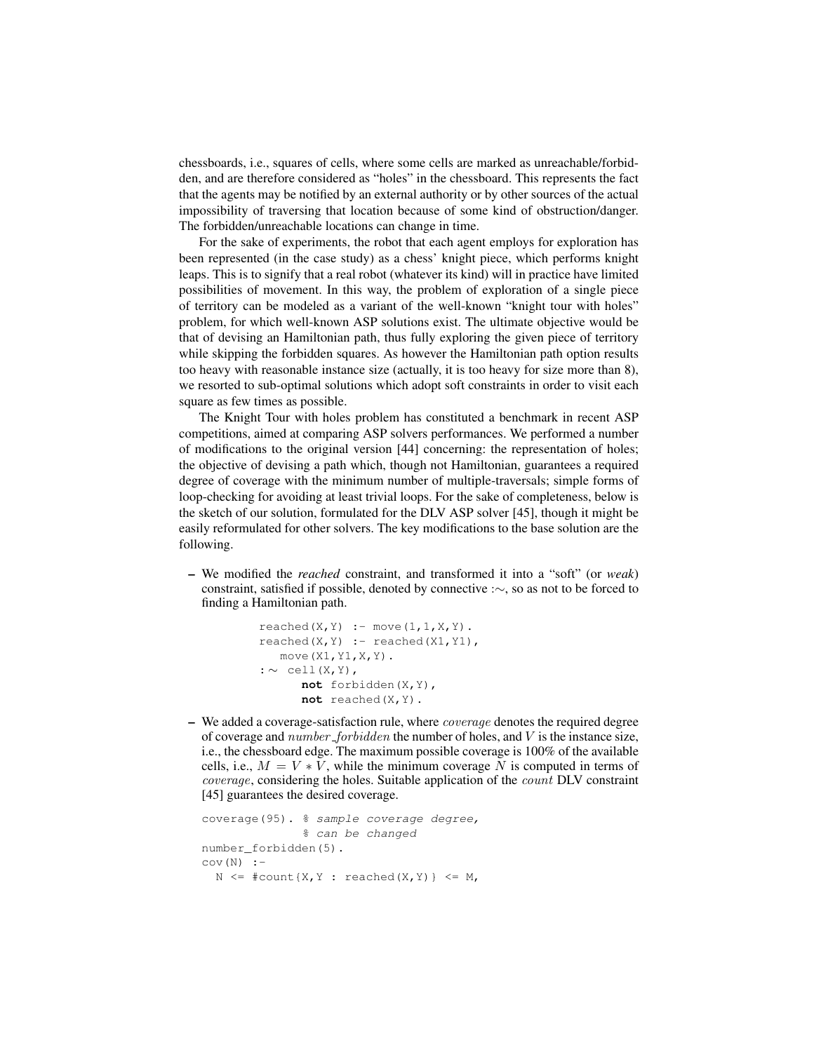chessboards, i.e., squares of cells, where some cells are marked as unreachable/forbidden, and are therefore considered as "holes" in the chessboard. This represents the fact that the agents may be notified by an external authority or by other sources of the actual impossibility of traversing that location because of some kind of obstruction/danger. The forbidden/unreachable locations can change in time.

For the sake of experiments, the robot that each agent employs for exploration has been represented (in the case study) as a chess' knight piece, which performs knight leaps. This is to signify that a real robot (whatever its kind) will in practice have limited possibilities of movement. In this way, the problem of exploration of a single piece of territory can be modeled as a variant of the well-known "knight tour with holes" problem, for which well-known ASP solutions exist. The ultimate objective would be that of devising an Hamiltonian path, thus fully exploring the given piece of territory while skipping the forbidden squares. As however the Hamiltonian path option results too heavy with reasonable instance size (actually, it is too heavy for size more than 8), we resorted to sub-optimal solutions which adopt soft constraints in order to visit each square as few times as possible.

The Knight Tour with holes problem has constituted a benchmark in recent ASP competitions, aimed at comparing ASP solvers performances. We performed a number of modifications to the original version [44] concerning: the representation of holes; the objective of devising a path which, though not Hamiltonian, guarantees a required degree of coverage with the minimum number of multiple-traversals; simple forms of loop-checking for avoiding at least trivial loops. For the sake of completeness, below is the sketch of our solution, formulated for the DLV ASP solver [45], though it might be easily reformulated for other solvers. The key modifications to the base solution are the following.

– We modified the *reached* constraint, and transformed it into a "soft" (or *weak*) constraint, satisfied if possible, denoted by connective :∼, so as not to be forced to finding a Hamiltonian path.

```
reached(X,Y) :- move(1,1,X,Y).
reached(X,Y) :- reached(X1,Y1),
   move(X1,Y1,X,Y).
:~ cell(X,Y),
      not forbidden(X,Y),
      not reached(X,Y).
```

– We added a coverage-satisfaction rule, where *coverage* denotes the required degree of coverage and *number_forbidden* the number of holes, and $V$ is the instance size, i.e., the chessboard edge. The maximum possible coverage is 100% of the available cells, i.e., $M = V * V$, while the minimum coverage $N$ is computed in terms of *coverage*, considering the holes. Suitable application of the *count* DLV constraint [45] guarantees the desired coverage.

```
coverage(95). % sample coverage degree,
              % can be changed
number_forbidden(5).
cov(N) :-
  N <= #count{X,Y : reached(X,Y)} <= M,
```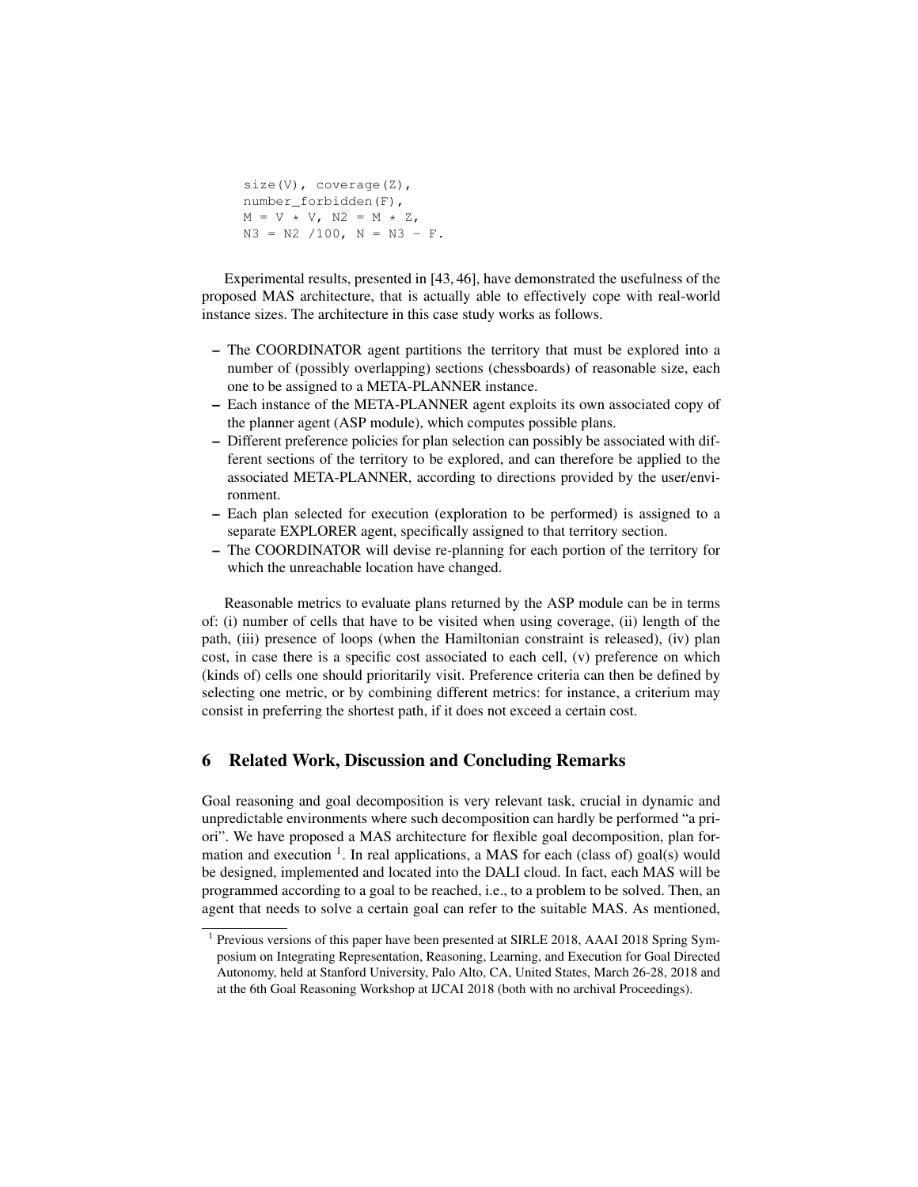```
size(V), coverage(Z),
number_forbidden(F),
M = V * V, N2 = M * Z,
N3 = N2 /100, N = N3 - F.
```

Experimental results, presented in [43, 46], have demonstrated the usefulness of the proposed MAS architecture, that is actually able to effectively cope with real-world instance sizes. The architecture in this case study works as follows.

- The COORDINATOR agent partitions the territory that must be explored into a number of (possibly overlapping) sections (chessboards) of reasonable size, each one to be assigned to a META-PLANNER instance.
- Each instance of the META-PLANNER agent exploits its own associated copy of the planner agent (ASP module), which computes possible plans.
- Different preference policies for plan selection can possibly be associated with different sections of the territory to be explored, and can therefore be applied to the associated META-PLANNER, according to directions provided by the user/environment.
- Each plan selected for execution (exploration to be performed) is assigned to a separate EXPLORER agent, specifically assigned to that territory section.
- The COORDINATOR will devise re-planning for each portion of the territory for which the unreachable location have changed.

Reasonable metrics to evaluate plans returned by the ASP module can be in terms of: (i) number of cells that have to be visited when using coverage, (ii) length of the path, (iii) presence of loops (when the Hamiltonian constraint is released), (iv) plan cost, in case there is a specific cost associated to each cell, (v) preference on which (kinds of) cells one should prioritarily visit. Preference criteria can then be defined by selecting one metric, or by combining different metrics: for instance, a criterium may consist in preferring the shortest path, if it does not exceed a certain cost.

## 6 Related Work, Discussion and Concluding Remarks

Goal reasoning and goal decomposition is very relevant task, crucial in dynamic and unpredictable environments where such decomposition can hardly be performed "a priori". We have proposed a MAS architecture for flexible goal decomposition, plan formation and execution [1]. In real applications, a MAS for each (class of) goal(s) would be designed, implemented and located into the DALI cloud. In fact, each MAS will be programmed according to a goal to be reached, i.e., to a problem to be solved. Then, an agent that needs to solve a certain goal can refer to the suitable MAS. As mentioned,

[1] Previous versions of this paper have been presented at SIRLE 2018, AAAI 2018 Spring Symposium on Integrating Representation, Reasoning, Learning, and Execution for Goal Directed Autonomy, held at Stanford University, Palo Alto, CA, United States, March 26-28, 2018 and at the 6th Goal Reasoning Workshop at IJCAI 2018 (both with no archival Proceedings).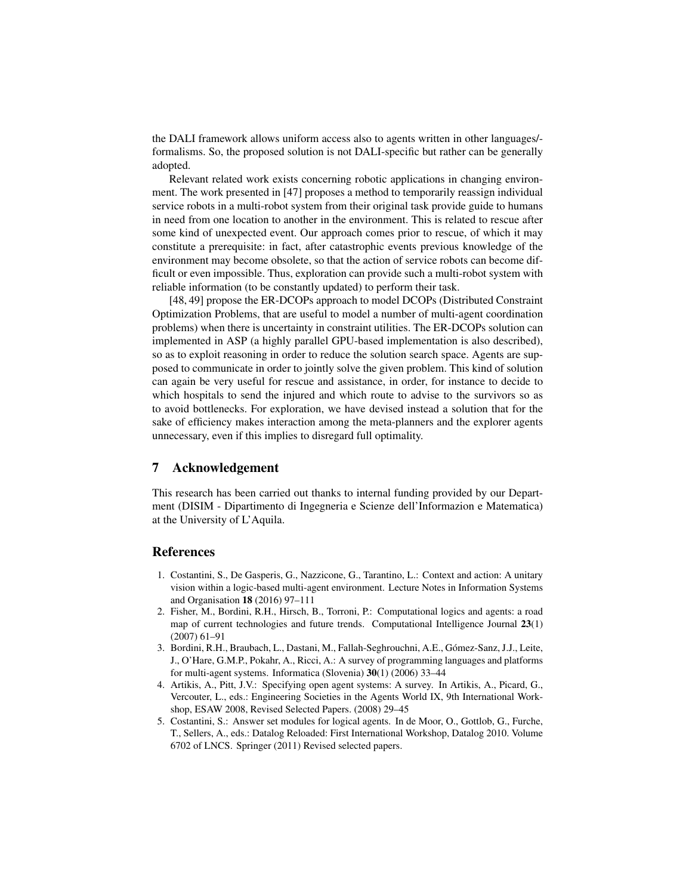the DALI framework allows uniform access also to agents written in other languages/-formalisms. So, the proposed solution is not DALI-specific but rather can be generally adopted.

Relevant related work exists concerning robotic applications in changing environment. The work presented in [47] proposes a method to temporarily reassign individual service robots in a multi-robot system from their original task provide guide to humans in need from one location to another in the environment. This is related to rescue after some kind of unexpected event. Our approach comes prior to rescue, of which it may constitute a prerequisite: in fact, after catastrophic events previous knowledge of the environment may become obsolete, so that the action of service robots can become difficult or even impossible. Thus, exploration can provide such a multi-robot system with reliable information (to be constantly updated) to perform their task.

[48, 49] propose the ER-DCOPs approach to model DCOPs (Distributed Constraint Optimization Problems, that are useful to model a number of multi-agent coordination problems) when there is uncertainty in constraint utilities. The ER-DCOPs solution can implemented in ASP (a highly parallel GPU-based implementation is also described), so as to exploit reasoning in order to reduce the solution search space. Agents are supposed to communicate in order to jointly solve the given problem. This kind of solution can again be very useful for rescue and assistance, in order, for instance to decide to which hospitals to send the injured and which route to advise to the survivors so as to avoid bottlenecks. For exploration, we have devised instead a solution that for the sake of efficiency makes interaction among the meta-planners and the explorer agents unnecessary, even if this implies to disregard full optimality.

## 7 Acknowledgement

This research has been carried out thanks to internal funding provided by our Department (DISIM - Dipartimento di Ingegneria e Scienze dell'Informazion e Matematica) at the University of L'Aquila.

## References

1. Costantini, S., De Gasperis, G., Nazzicone, G., Tarantino, L.: Context and action: A unitary vision within a logic-based multi-agent environment. Lecture Notes in Information Systems and Organisation **18** (2016) 97–111
2. Fisher, M., Bordini, R.H., Hirsch, B., Torroni, P.: Computational logics and agents: a road map of current technologies and future trends. Computational Intelligence Journal **23**(1) (2007) 61–91
3. Bordini, R.H., Braubach, L., Dastani, M., Fallah-Seghrouchni, A.E., Gómez-Sanz, J.J., Leite, J., O'Hare, G.M.P., Pokahr, A., Ricci, A.: A survey of programming languages and platforms for multi-agent systems. Informatica (Slovenia) **30**(1) (2006) 33–44
4. Artikis, A., Pitt, J.V.: Specifying open agent systems: A survey. In Artikis, A., Picard, G., Vercouter, L., eds.: Engineering Societies in the Agents World IX, 9th International Workshop, ESAW 2008, Revised Selected Papers. (2008) 29–45
5. Costantini, S.: Answer set modules for logical agents. In de Moor, O., Gottlob, G., Furche, T., Sellers, A., eds.: Datalog Reloaded: First International Workshop, Datalog 2010. Volume 6702 of LNCS. Springer (2011) Revised selected papers.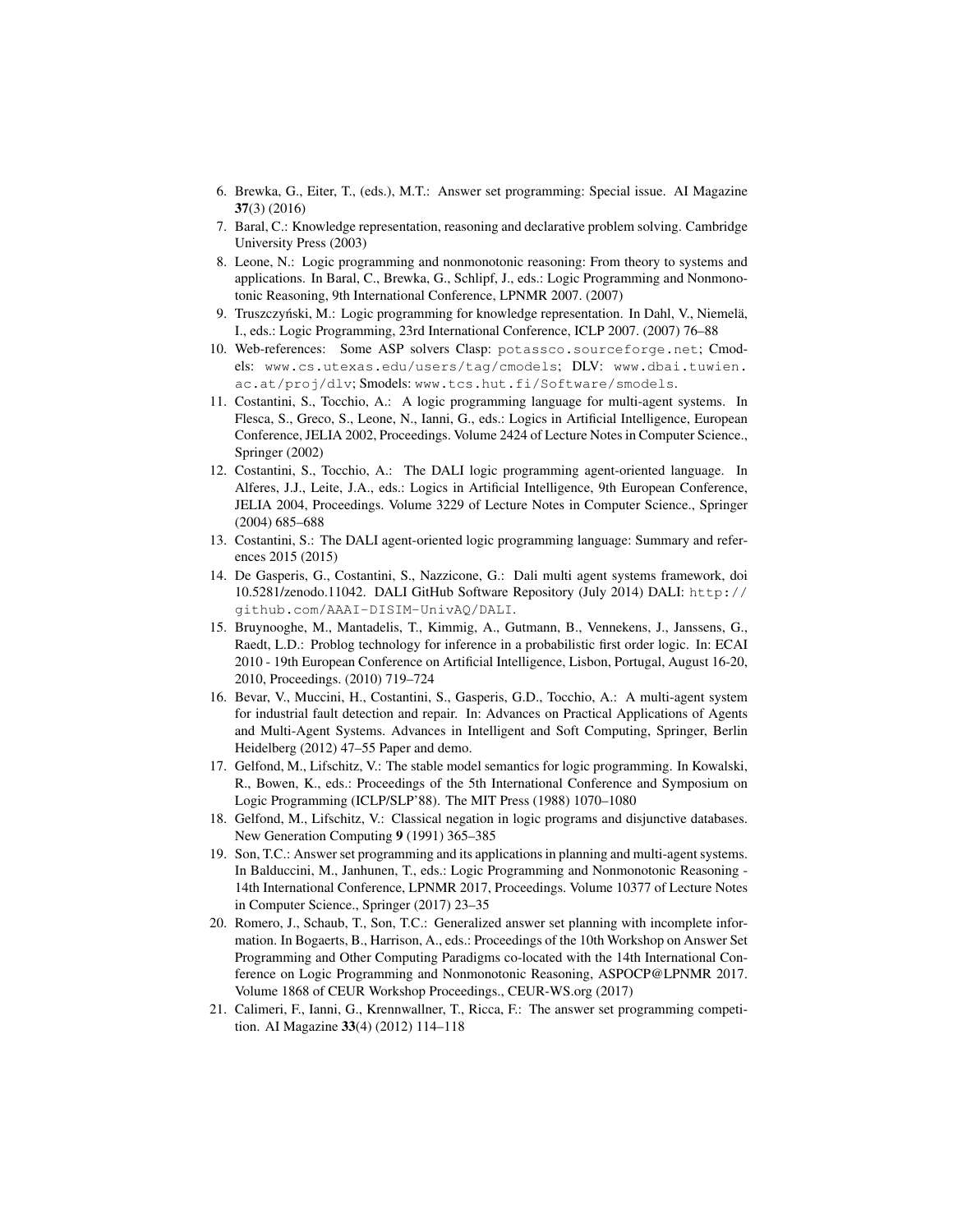6. Brewka, G., Eiter, T., (eds.), M.T.: Answer set programming: Special issue. AI Magazine **37**(3) (2016)
7. Baral, C.: Knowledge representation, reasoning and declarative problem solving. Cambridge University Press (2003)
8. Leone, N.: Logic programming and nonmonotonic reasoning: From theory to systems and applications. In Baral, C., Brewka, G., Schlipf, J., eds.: Logic Programming and Nonmonotonic Reasoning, 9th International Conference, LPNMR 2007. (2007)
9. Truszczyński, M.: Logic programming for knowledge representation. In Dahl, V., Niemelä, I., eds.: Logic Programming, 23rd International Conference, ICLP 2007. (2007) 76–88
10. Web-references: Some ASP solvers Clasp: `potassco.sourceforge.net`; Cmodels: `www.cs.utexas.edu/users/tag/cmodels`; DLV: `www.dbai.tuwien.ac.at/proj/dlv`; Smodels: `www.tcs.hut.fi/Software/smodels`.
11. Costantini, S., Tocchio, A.: A logic programming language for multi-agent systems. In Flesca, S., Greco, S., Leone, N., Ianni, G., eds.: Logics in Artificial Intelligence, European Conference, JELIA 2002, Proceedings. Volume 2424 of Lecture Notes in Computer Science., Springer (2002)
12. Costantini, S., Tocchio, A.: The DALI logic programming agent-oriented language. In Alferes, J.J., Leite, J.A., eds.: Logics in Artificial Intelligence, 9th European Conference, JELIA 2004, Proceedings. Volume 3229 of Lecture Notes in Computer Science., Springer (2004) 685–688
13. Costantini, S.: The DALI agent-oriented logic programming language: Summary and references 2015 (2015)
14. De Gasperis, G., Costantini, S., Nazzicone, G.: Dali multi agent systems framework, doi 10.5281/zenodo.11042. DALI GitHub Software Repository (July 2014) DALI: `http://github.com/AAAI-DISIM-UnivAQ/DALI`.
15. Bruynooghe, M., Mantadelis, T., Kimmig, A., Gutmann, B., Vennekens, J., Janssens, G., Raedt, L.D.: Problog technology for inference in a probabilistic first order logic. In: ECAI 2010 - 19th European Conference on Artificial Intelligence, Lisbon, Portugal, August 16-20, 2010, Proceedings. (2010) 719–724
16. Bevar, V., Muccini, H., Costantini, S., Gasperis, G.D., Tocchio, A.: A multi-agent system for industrial fault detection and repair. In: Advances on Practical Applications of Agents and Multi-Agent Systems. Advances in Intelligent and Soft Computing, Springer, Berlin Heidelberg (2012) 47–55 Paper and demo.
17. Gelfond, M., Lifschitz, V.: The stable model semantics for logic programming. In Kowalski, R., Bowen, K., eds.: Proceedings of the 5th International Conference and Symposium on Logic Programming (ICLP/SLP'88). The MIT Press (1988) 1070–1080
18. Gelfond, M., Lifschitz, V.: Classical negation in logic programs and disjunctive databases. New Generation Computing **9** (1991) 365–385
19. Son, T.C.: Answer set programming and its applications in planning and multi-agent systems. In Balduccini, M., Janhunen, T., eds.: Logic Programming and Nonmonotonic Reasoning - 14th International Conference, LPNMR 2017, Proceedings. Volume 10377 of Lecture Notes in Computer Science., Springer (2017) 23–35
20. Romero, J., Schaub, T., Son, T.C.: Generalized answer set planning with incomplete information. In Bogaerts, B., Harrison, A., eds.: Proceedings of the 10th Workshop on Answer Set Programming and Other Computing Paradigms co-located with the 14th International Conference on Logic Programming and Nonmonotonic Reasoning, ASPOCP@LPNMR 2017. Volume 1868 of CEUR Workshop Proceedings., CEUR-WS.org (2017)
21. Calimeri, F., Ianni, G., Krennwallner, T., Ricca, F.: The answer set programming competition. AI Magazine **33**(4) (2012) 114–118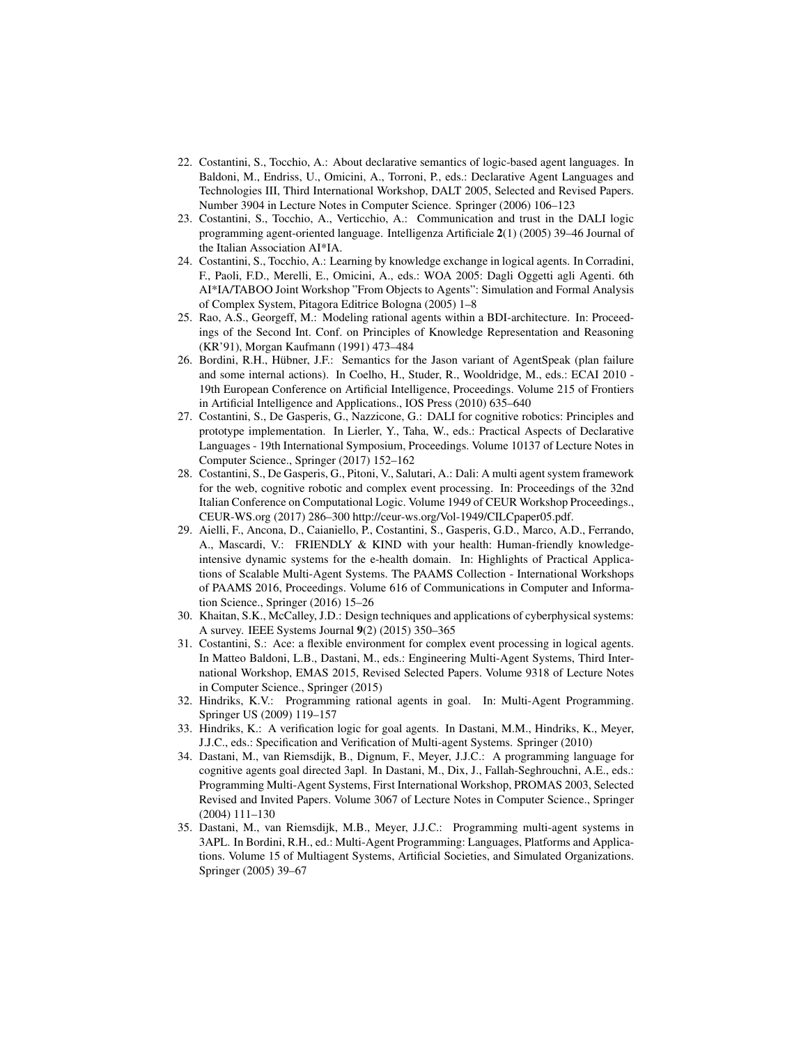22. Costantini, S., Tocchio, A.: About declarative semantics of logic-based agent languages. In Baldoni, M., Endriss, U., Omicini, A., Torroni, P., eds.: Declarative Agent Languages and Technologies III, Third International Workshop, DALT 2005, Selected and Revised Papers. Number 3904 in Lecture Notes in Computer Science. Springer (2006) 106–123
23. Costantini, S., Tocchio, A., Verticchio, A.: Communication and trust in the DALI logic programming agent-oriented language. Intelligenza Artificiale **2**(1) (2005) 39–46 Journal of the Italian Association AI*IA.
24. Costantini, S., Tocchio, A.: Learning by knowledge exchange in logical agents. In Corradini, F., Paoli, F.D., Merelli, E., Omicini, A., eds.: WOA 2005: Dagli Oggetti agli Agenti. 6th AI*IA/TABOO Joint Workshop "From Objects to Agents": Simulation and Formal Analysis of Complex System, Pitagora Editrice Bologna (2005) 1–8
25. Rao, A.S., Georgeff, M.: Modeling rational agents within a BDI-architecture. In: Proceedings of the Second Int. Conf. on Principles of Knowledge Representation and Reasoning (KR'91), Morgan Kaufmann (1991) 473–484
26. Bordini, R.H., Hübner, J.F.: Semantics for the Jason variant of AgentSpeak (plan failure and some internal actions). In Coelho, H., Studer, R., Wooldridge, M., eds.: ECAI 2010 - 19th European Conference on Artificial Intelligence, Proceedings. Volume 215 of Frontiers in Artificial Intelligence and Applications., IOS Press (2010) 635–640
27. Costantini, S., De Gasperis, G., Nazzicone, G.: DALI for cognitive robotics: Principles and prototype implementation. In Lierler, Y., Taha, W., eds.: Practical Aspects of Declarative Languages - 19th International Symposium, Proceedings. Volume 10137 of Lecture Notes in Computer Science., Springer (2017) 152–162
28. Costantini, S., De Gasperis, G., Pitoni, V., Salutari, A.: Dali: A multi agent system framework for the web, cognitive robotic and complex event processing. In: Proceedings of the 32nd Italian Conference on Computational Logic. Volume 1949 of CEUR Workshop Proceedings., CEUR-WS.org (2017) 286–300 http://ceur-ws.org/Vol-1949/CILCpaper05.pdf.
29. Aielli, F., Ancona, D., Caianiello, P., Costantini, S., Gasperis, G.D., Marco, A.D., Ferrando, A., Mascardi, V.: FRIENDLY & KIND with your health: Human-friendly knowledge-intensive dynamic systems for the e-health domain. In: Highlights of Practical Applications of Scalable Multi-Agent Systems. The PAAMS Collection - International Workshops of PAAMS 2016, Proceedings. Volume 616 of Communications in Computer and Information Science., Springer (2016) 15–26
30. Khaitan, S.K., McCalley, J.D.: Design techniques and applications of cyberphysical systems: A survey. IEEE Systems Journal **9**(2) (2015) 350–365
31. Costantini, S.: Ace: a flexible environment for complex event processing in logical agents. In Matteo Baldoni, L.B., Dastani, M., eds.: Engineering Multi-Agent Systems, Third International Workshop, EMAS 2015, Revised Selected Papers. Volume 9318 of Lecture Notes in Computer Science., Springer (2015)
32. Hindriks, K.V.: Programming rational agents in goal. In: Multi-Agent Programming. Springer US (2009) 119–157
33. Hindriks, K.: A verification logic for goal agents. In Dastani, M.M., Hindriks, K., Meyer, J.J.C., eds.: Specification and Verification of Multi-agent Systems. Springer (2010)
34. Dastani, M., van Riemsdijk, B., Dignum, F., Meyer, J.J.C.: A programming language for cognitive agents goal directed 3apl. In Dastani, M., Dix, J., Fallah-Seghrouchni, A.E., eds.: Programming Multi-Agent Systems, First International Workshop, PROMAS 2003, Selected Revised and Invited Papers. Volume 3067 of Lecture Notes in Computer Science., Springer (2004) 111–130
35. Dastani, M., van Riemsdijk, M.B., Meyer, J.J.C.: Programming multi-agent systems in 3APL. In Bordini, R.H., ed.: Multi-Agent Programming: Languages, Platforms and Applications. Volume 15 of Multiagent Systems, Artificial Societies, and Simulated Organizations. Springer (2005) 39–67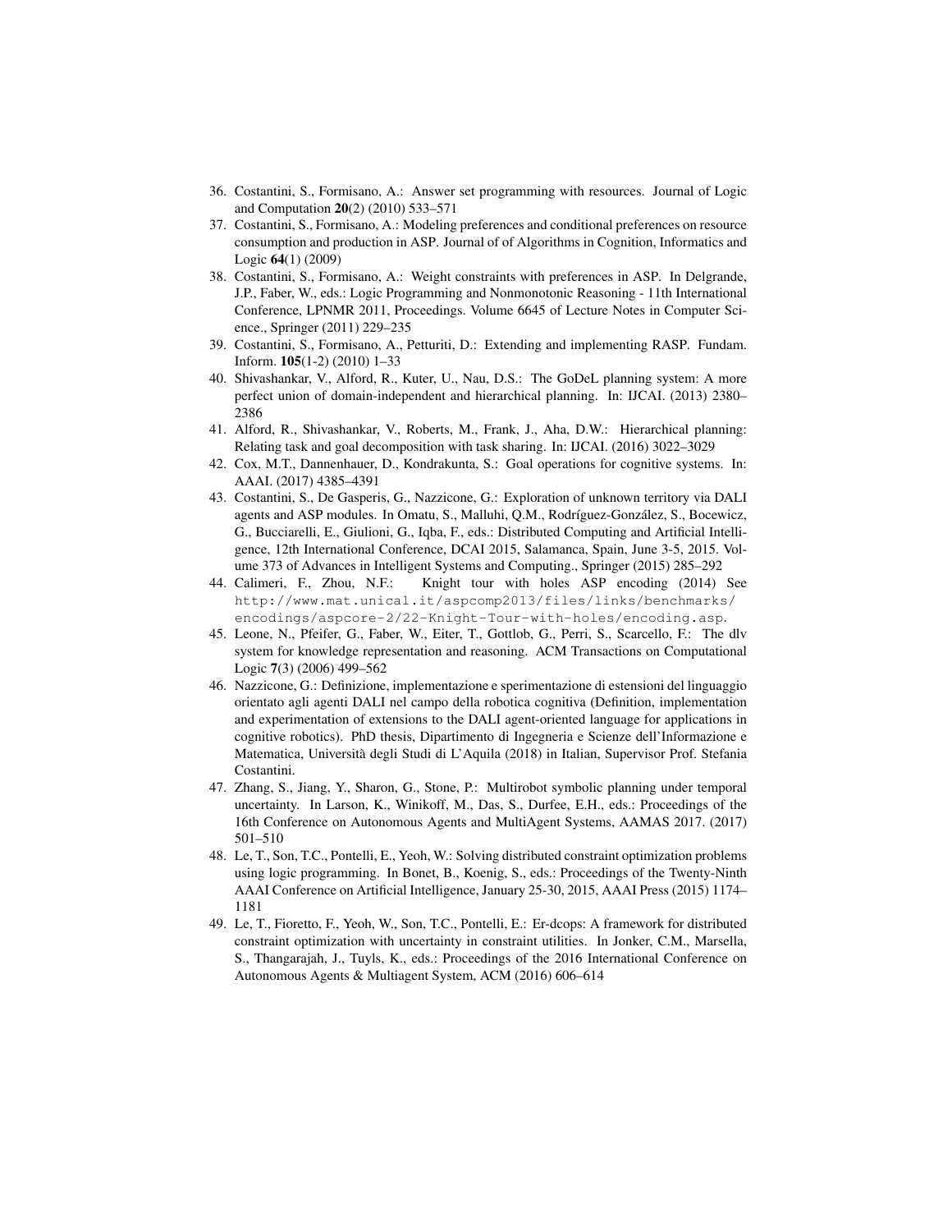36. Costantini, S., Formisano, A.: Answer set programming with resources. Journal of Logic and Computation **20**(2) (2010) 533–571
37. Costantini, S., Formisano, A.: Modeling preferences and conditional preferences on resource consumption and production in ASP. Journal of of Algorithms in Cognition, Informatics and Logic **64**(1) (2009)
38. Costantini, S., Formisano, A.: Weight constraints with preferences in ASP. In Delgrande, J.P., Faber, W., eds.: Logic Programming and Nonmonotonic Reasoning - 11th International Conference, LPNMR 2011, Proceedings. Volume 6645 of Lecture Notes in Computer Science., Springer (2011) 229–235
39. Costantini, S., Formisano, A., Petturiti, D.: Extending and implementing RASP. Fundam. Inform. **105**(1-2) (2010) 1–33
40. Shivashankar, V., Alford, R., Kuter, U., Nau, D.S.: The GoDeL planning system: A more perfect union of domain-independent and hierarchical planning. In: IJCAI. (2013) 2380–2386
41. Alford, R., Shivashankar, V., Roberts, M., Frank, J., Aha, D.W.: Hierarchical planning: Relating task and goal decomposition with task sharing. In: IJCAI. (2016) 3022–3029
42. Cox, M.T., Dannenhauer, D., Kondrakunta, S.: Goal operations for cognitive systems. In: AAAI. (2017) 4385–4391
43. Costantini, S., De Gasperis, G., Nazzicone, G.: Exploration of unknown territory via DALI agents and ASP modules. In Omatu, S., Malluhi, Q.M., Rodríguez-González, S., Bocewicz, G., Bucciarelli, E., Giulioni, G., Iqba, F., eds.: Distributed Computing and Artificial Intelligence, 12th International Conference, DCAI 2015, Salamanca, Spain, June 3-5, 2015. Volume 373 of Advances in Intelligent Systems and Computing., Springer (2015) 285–292
44. Calimeri, F., Zhou, N.F.: Knight tour with holes ASP encoding (2014) See `http://www.mat.unical.it/aspcomp2013/files/links/benchmarks/encodings/aspcore-2/22-Knight-Tour-with-holes/encoding.asp`.
45. Leone, N., Pfeifer, G., Faber, W., Eiter, T., Gottlob, G., Perri, S., Scarcello, F.: The dlv system for knowledge representation and reasoning. ACM Transactions on Computational Logic **7**(3) (2006) 499–562
46. Nazzicone, G.: Definizione, implementazione e sperimentazione di estensioni del linguaggio orientato agli agenti DALI nel campo della robotica cognitiva (Definition, implementation and experimentation of extensions to the DALI agent-oriented language for applications in cognitive robotics). PhD thesis, Dipartimento di Ingegneria e Scienze dell'Informazione e Matematica, Università degli Studi di L'Aquila (2018) in Italian, Supervisor Prof. Stefania Costantini.
47. Zhang, S., Jiang, Y., Sharon, G., Stone, P.: Multirobot symbolic planning under temporal uncertainty. In Larson, K., Winikoff, M., Das, S., Durfee, E.H., eds.: Proceedings of the 16th Conference on Autonomous Agents and MultiAgent Systems, AAMAS 2017. (2017) 501–510
48. Le, T., Son, T.C., Pontelli, E., Yeoh, W.: Solving distributed constraint optimization problems using logic programming. In Bonet, B., Koenig, S., eds.: Proceedings of the Twenty-Ninth AAAI Conference on Artificial Intelligence, January 25-30, 2015, AAAI Press (2015) 1174–1181
49. Le, T., Fioretto, F., Yeoh, W., Son, T.C., Pontelli, E.: Er-dcops: A framework for distributed constraint optimization with uncertainty in constraint utilities. In Jonker, C.M., Marsella, S., Thangarajah, J., Tuyls, K., eds.: Proceedings of the 2016 International Conference on Autonomous Agents & Multiagent System, ACM (2016) 606–614